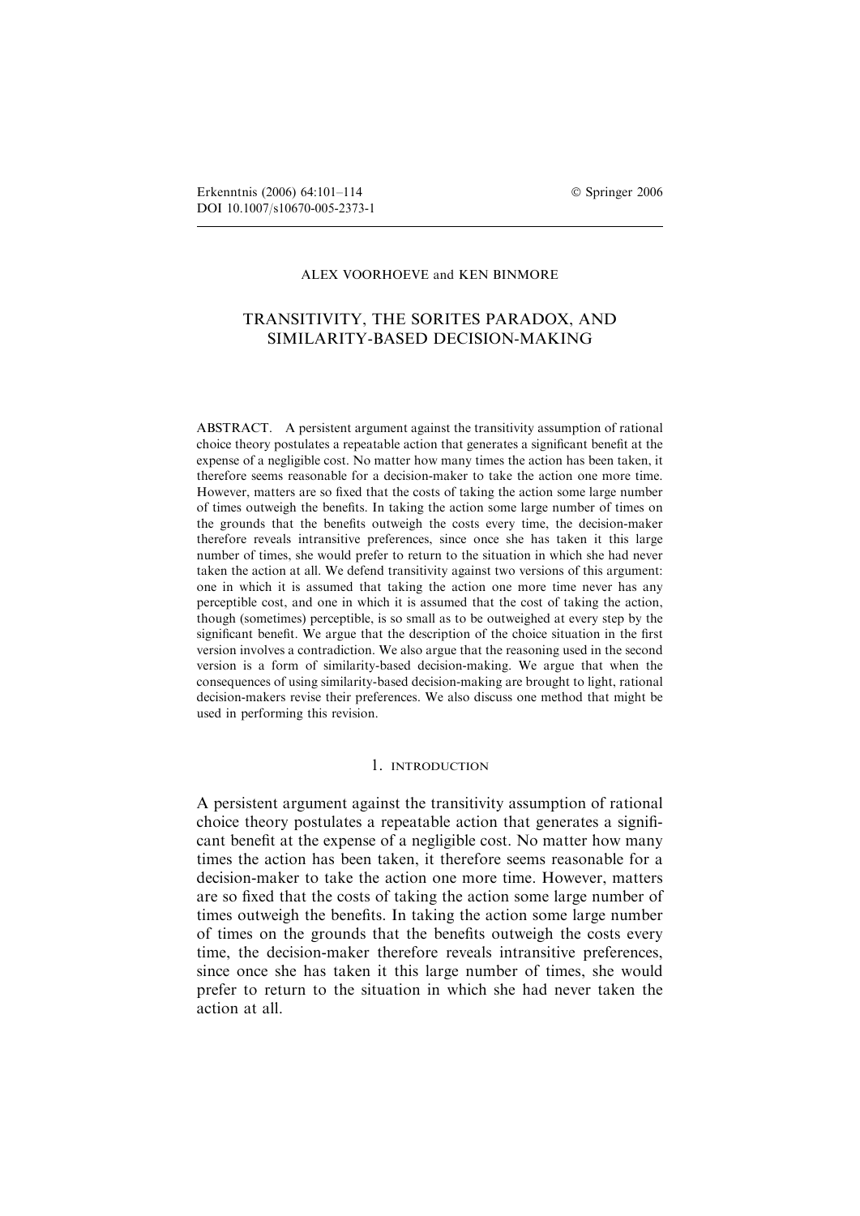ALEX VOORHOEVE and KEN BINMORE

# TRANSITIVITY, THE SORITES PARADOX, AND SIMILARITY-BASED DECISION-MAKING

ABSTRACT. A persistent argument against the transitivity assumption of rational choice theory postulates a repeatable action that generates a significant benefit at the expense of a negligible cost. No matter how many times the action has been taken, it therefore seems reasonable for a decision-maker to take the action one more time. However, matters are so fixed that the costs of taking the action some large number of times outweigh the benefits. In taking the action some large number of times on the grounds that the benefits outweigh the costs every time, the decision-maker therefore reveals intransitive preferences, since once she has taken it this large number of times, she would prefer to return to the situation in which she had never taken the action at all. We defend transitivity against two versions of this argument: one in which it is assumed that taking the action one more time never has any perceptible cost, and one in which it is assumed that the cost of taking the action, though (sometimes) perceptible, is so small as to be outweighed at every step by the significant benefit. We argue that the description of the choice situation in the first version involves a contradiction. We also argue that the reasoning used in the second version is a form of similarity-based decision-making. We argue that when the consequences of using similarity-based decision-making are brought to light, rational decision-makers revise their preferences. We also discuss one method that might be used in performing this revision.

## 1. INTRODUCTION

A persistent argument against the transitivity assumption of rational choice theory postulates a repeatable action that generates a significant benefit at the expense of a negligible cost. No matter how many times the action has been taken, it therefore seems reasonable for a decision-maker to take the action one more time. However, matters are so fixed that the costs of taking the action some large number of times outweigh the benefits. In taking the action some large number of times on the grounds that the benefits outweigh the costs every time, the decision-maker therefore reveals intransitive preferences, since once she has taken it this large number of times, she would prefer to return to the situation in which she had never taken the action at all.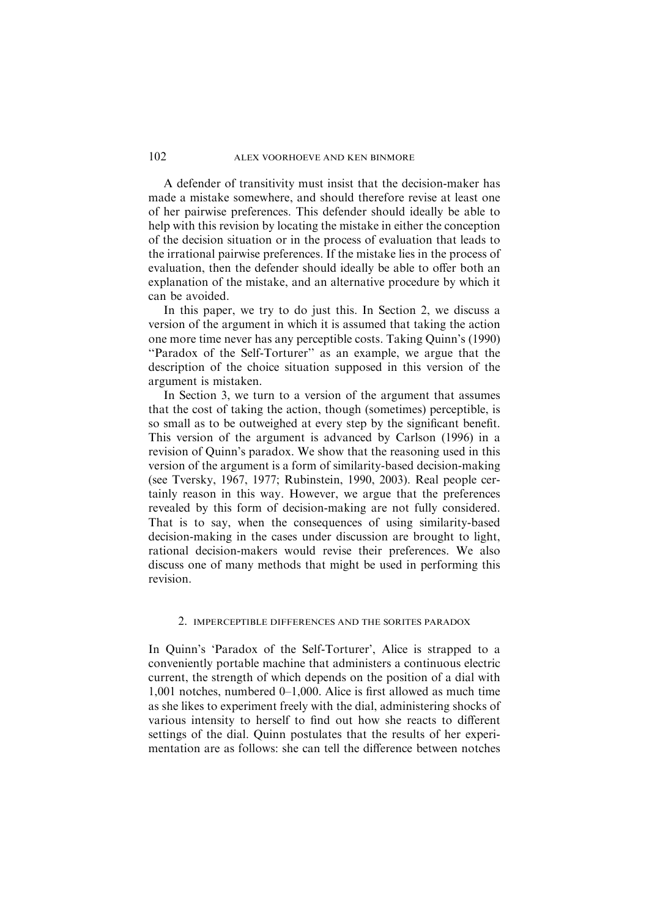A defender of transitivity must insist that the decision-maker has made a mistake somewhere, and should therefore revise at least one of her pairwise preferences. This defender should ideally be able to help with this revision by locating the mistake in either the conception of the decision situation or in the process of evaluation that leads to the irrational pairwise preferences. If the mistake lies in the process of evaluation, then the defender should ideally be able to offer both an explanation of the mistake, and an alternative procedure by which it can be avoided.

In this paper, we try to do just this. In Section 2, we discuss a version of the argument in which it is assumed that taking the action one more time never has any perceptible costs. Taking Quinn's (1990) "Paradox of the Self-Torturer" as an example, we argue that the description of the choice situation supposed in this version of the argument is mistaken.

In Section 3, we turn to a version of the argument that assumes that the cost of taking the action, though (sometimes) perceptible, is so small as to be outweighed at every step by the significant benefit. This version of the argument is advanced by Carlson (1996) in a revision of Quinn's paradox. We show that the reasoning used in this version of the argument is a form of similarity-based decision-making (see Tversky, 1967, 1977; Rubinstein, 1990, 2003). Real people certainly reason in this way. However, we argue that the preferences revealed by this form of decision-making are not fully considered. That is to say, when the consequences of using similarity-based decision-making in the cases under discussion are brought to light, rational decision-makers would revise their preferences. We also discuss one of many methods that might be used in performing this revision.

## 2. IMPERCEPTIBLE DIFFERENCES AND THE SORITES PARADOX

In Quinn's 'Paradox of the Self-Torturer', Alice is strapped to a conveniently portable machine that administers a continuous electric current, the strength of which depends on the position of a dial with 1,001 notches, numbered 0–1,000. Alice is first allowed as much time as she likes to experiment freely with the dial, administering shocks of various intensity to herself to find out how she reacts to different settings of the dial. Quinn postulates that the results of her experimentation are as follows: she can tell the difference between notches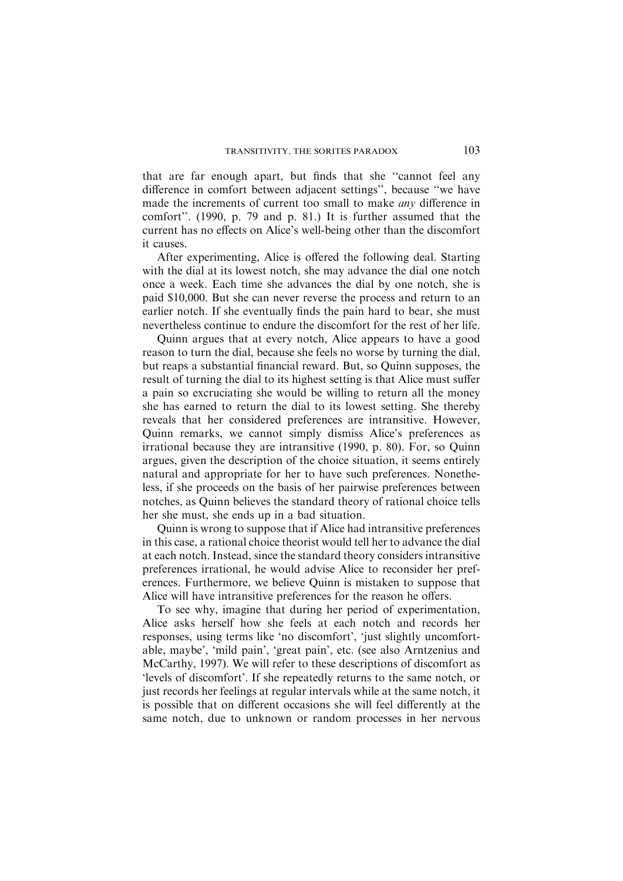that are far enough apart, but finds that she "cannot feel any difference in comfort between adjacent settings", because "we have made the increments of current too small to make *any* difference in comfort". (1990, p. 79 and p. 81.) It is further assumed that the current has no effects on Alice's well-being other than the discomfort it causes.

After experimenting, Alice is offered the following deal. Starting with the dial at its lowest notch, she may advance the dial one notch once a week. Each time she advances the dial by one notch, she is paid $10,000. But she can never reverse the process and return to an earlier notch. If she eventually finds the pain hard to bear, she must nevertheless continue to endure the discomfort for the rest of her life.

Quinn argues that at every notch, Alice appears to have a good reason to turn the dial, because she feels no worse by turning the dial, but reaps a substantial financial reward. But, so Quinn supposes, the result of turning the dial to its highest setting is that Alice must suffer a pain so excruciating she would be willing to return all the money she has earned to return the dial to its lowest setting. She thereby reveals that her considered preferences are intransitive. However, Quinn remarks, we cannot simply dismiss Alice's preferences as irrational because they are intransitive (1990, p. 80). For, so Quinn argues, given the description of the choice situation, it seems entirely natural and appropriate for her to have such preferences. Nonetheless, if she proceeds on the basis of her pairwise preferences between notches, as Quinn believes the standard theory of rational choice tells her she must, she ends up in a bad situation.

Quinn is wrong to suppose that if Alice had intransitive preferences in this case, a rational choice theorist would tell her to advance the dial at each notch. Instead, since the standard theory considers intransitive preferences irrational, he would advise Alice to reconsider her preferences. Furthermore, we believe Quinn is mistaken to suppose that Alice will have intransitive preferences for the reason he offers.

To see why, imagine that during her period of experimentation, Alice asks herself how she feels at each notch and records her responses, using terms like 'no discomfort', 'just slightly uncomfortable, maybe', 'mild pain', 'great pain', etc. (see also Arntzenius and McCarthy, 1997). We will refer to these descriptions of discomfort as 'levels of discomfort'. If she repeatedly returns to the same notch, or just records her feelings at regular intervals while at the same notch, it is possible that on different occasions she will feel differently at the same notch, due to unknown or random processes in her nervous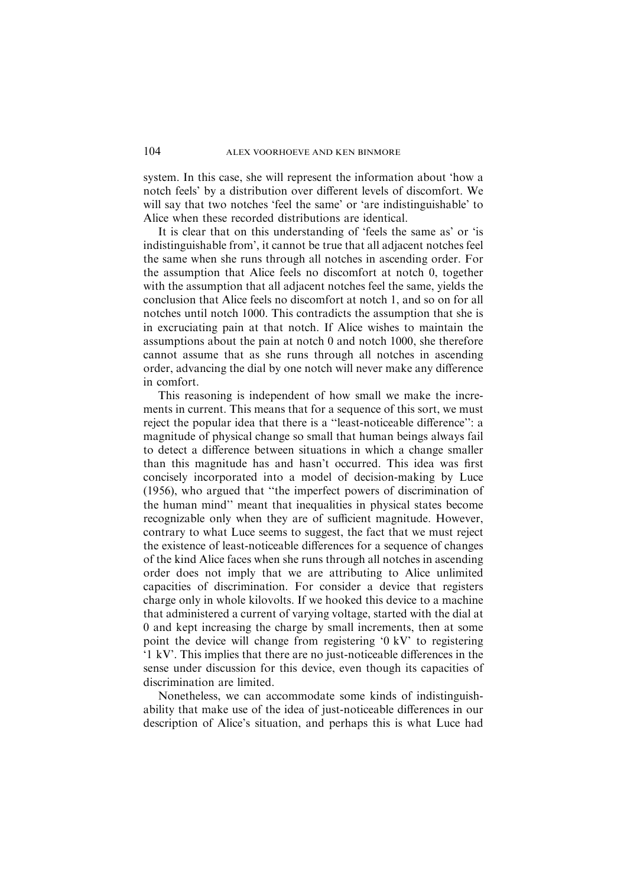system. In this case, she will represent the information about 'how a notch feels' by a distribution over different levels of discomfort. We will say that two notches 'feel the same' or 'are indistinguishable' to Alice when these recorded distributions are identical.

It is clear that on this understanding of 'feels the same as' or 'is indistinguishable from', it cannot be true that all adjacent notches feel the same when she runs through all notches in ascending order. For the assumption that Alice feels no discomfort at notch 0, together with the assumption that all adjacent notches feel the same, yields the conclusion that Alice feels no discomfort at notch 1, and so on for all notches until notch 1000. This contradicts the assumption that she is in excruciating pain at that notch. If Alice wishes to maintain the assumptions about the pain at notch 0 and notch 1000, she therefore cannot assume that as she runs through all notches in ascending order, advancing the dial by one notch will never make any difference in comfort.

This reasoning is independent of how small we make the increments in current. This means that for a sequence of this sort, we must reject the popular idea that there is a "least-noticeable difference": a magnitude of physical change so small that human beings always fail to detect a difference between situations in which a change smaller than this magnitude has and hasn't occurred. This idea was first concisely incorporated into a model of decision-making by Luce (1956), who argued that "the imperfect powers of discrimination of the human mind" meant that inequalities in physical states become recognizable only when they are of sufficient magnitude. However, contrary to what Luce seems to suggest, the fact that we must reject the existence of least-noticeable differences for a sequence of changes of the kind Alice faces when she runs through all notches in ascending order does not imply that we are attributing to Alice unlimited capacities of discrimination. For consider a device that registers charge only in whole kilovolts. If we hooked this device to a machine that administered a current of varying voltage, started with the dial at 0 and kept increasing the charge by small increments, then at some point the device will change from registering '0 kV' to registering '1 kV'. This implies that there are no just-noticeable differences in the sense under discussion for this device, even though its capacities of discrimination are limited.

Nonetheless, we can accommodate some kinds of indistinguishability that make use of the idea of just-noticeable differences in our description of Alice's situation, and perhaps this is what Luce had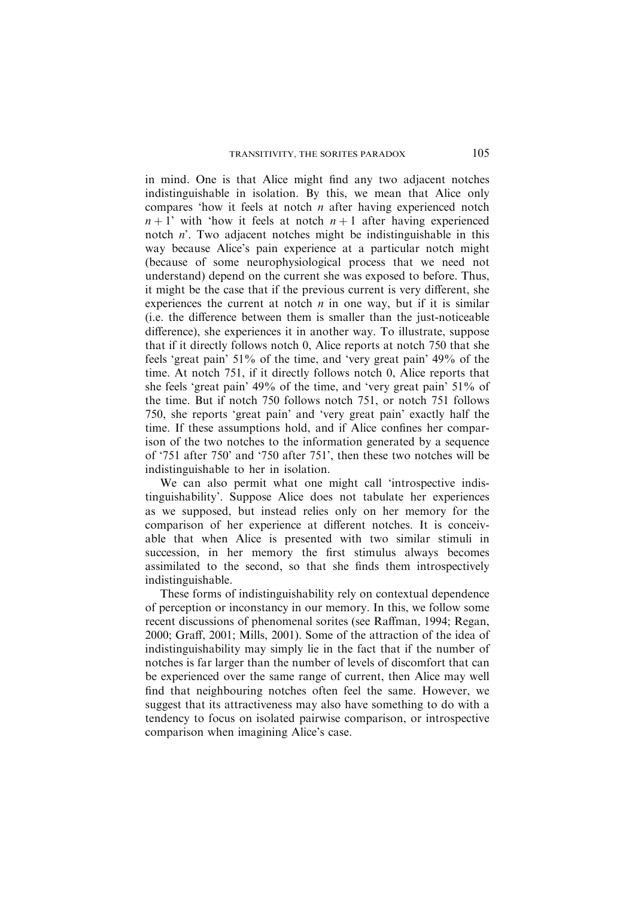in mind. One is that Alice might find any two adjacent notches indistinguishable in isolation. By this, we mean that Alice only compares 'how it feels at notch $n$ after having experienced notch $n+1$' with 'how it feels at notch $n+1$ after having experienced notch $n$'. Two adjacent notches might be indistinguishable in this way because Alice's pain experience at a particular notch might (because of some neurophysiological process that we need not understand) depend on the current she was exposed to before. Thus, it might be the case that if the previous current is very different, she experiences the current at notch $n$ in one way, but if it is similar (i.e. the difference between them is smaller than the just-noticeable difference), she experiences it in another way. To illustrate, suppose that if it directly follows notch 0, Alice reports at notch 750 that she feels 'great pain' 51% of the time, and 'very great pain' 49% of the time. At notch 751, if it directly follows notch 0, Alice reports that she feels 'great pain' 49% of the time, and 'very great pain' 51% of the time. But if notch 750 follows notch 751, or notch 751 follows 750, she reports 'great pain' and 'very great pain' exactly half the time. If these assumptions hold, and if Alice confines her comparison of the two notches to the information generated by a sequence of '751 after 750' and '750 after 751', then these two notches will be indistinguishable to her in isolation.

We can also permit what one might call 'introspective indistinguishability'. Suppose Alice does not tabulate her experiences as we supposed, but instead relies only on her memory for the comparison of her experience at different notches. It is conceivable that when Alice is presented with two similar stimuli in succession, in her memory the first stimulus always becomes assimilated to the second, so that she finds them introspectively indistinguishable.

These forms of indistinguishability rely on contextual dependence of perception or inconstancy in our memory. In this, we follow some recent discussions of phenomenal sorites (see Raffman, 1994; Regan, 2000; Graff, 2001; Mills, 2001). Some of the attraction of the idea of indistinguishability may simply lie in the fact that if the number of notches is far larger than the number of levels of discomfort that can be experienced over the same range of current, then Alice may well find that neighbouring notches often feel the same. However, we suggest that its attractiveness may also have something to do with a tendency to focus on isolated pairwise comparison, or introspective comparison when imagining Alice's case.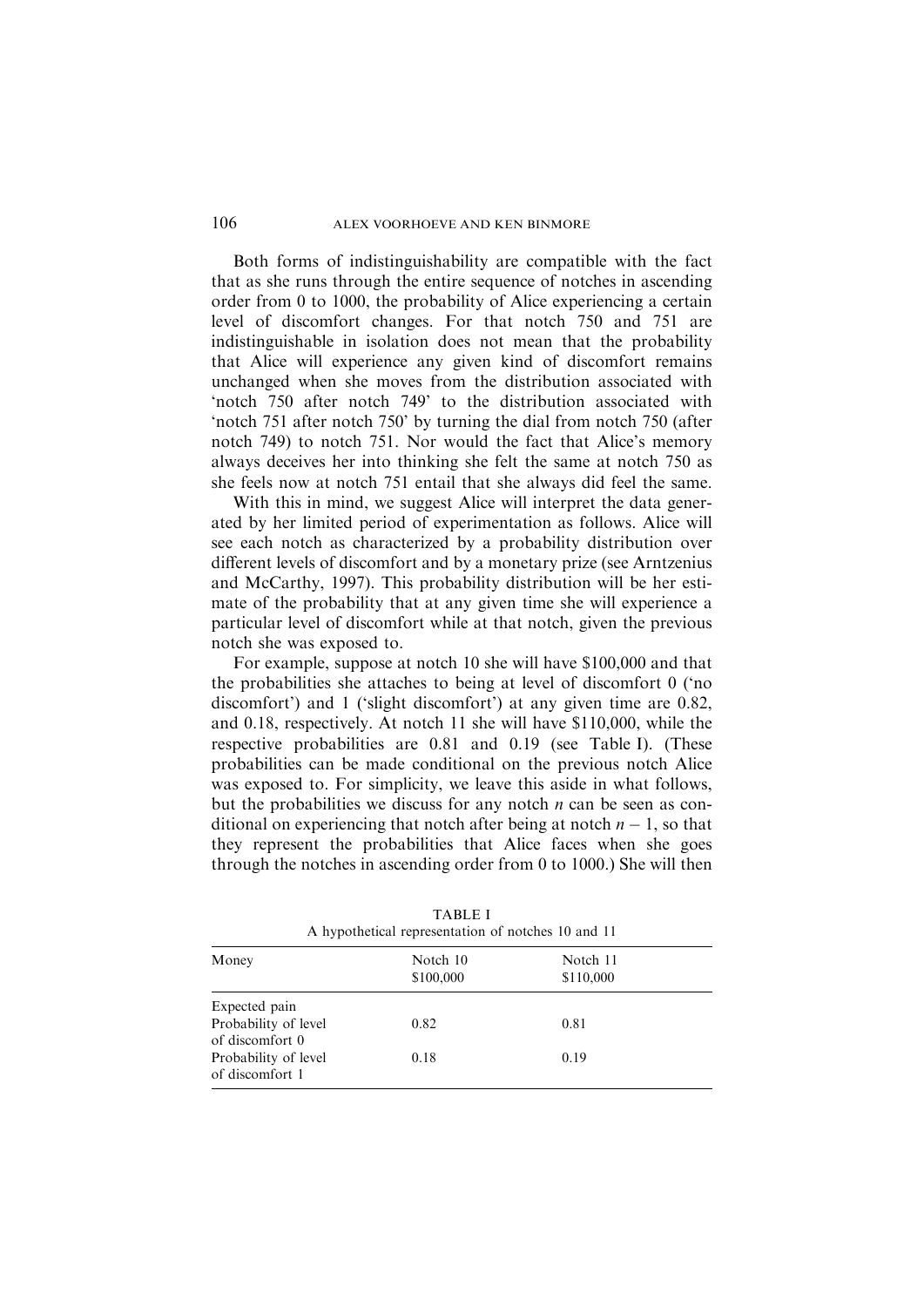Both forms of indistinguishability are compatible with the fact that as she runs through the entire sequence of notches in ascending order from 0 to 1000, the probability of Alice experiencing a certain level of discomfort changes. For that notch 750 and 751 are indistinguishable in isolation does not mean that the probability that Alice will experience any given kind of discomfort remains unchanged when she moves from the distribution associated with 'notch 750 after notch 749' to the distribution associated with 'notch 751 after notch 750' by turning the dial from notch 750 (after notch 749) to notch 751. Nor would the fact that Alice's memory always deceives her into thinking she felt the same at notch 750 as she feels now at notch 751 entail that she always did feel the same.

With this in mind, we suggest Alice will interpret the data generated by her limited period of experimentation as follows. Alice will see each notch as characterized by a probability distribution over different levels of discomfort and by a monetary prize (see Arntzenius and McCarthy, 1997). This probability distribution will be her estimate of the probability that at any given time she will experience a particular level of discomfort while at that notch, given the previous notch she was exposed to.

For example, suppose at notch 10 she will have \$100,000 and that the probabilities she attaches to being at level of discomfort 0 ('no discomfort') and 1 ('slight discomfort') at any given time are 0.82, and 0.18, respectively. At notch 11 she will have \$110,000, while the respective probabilities are 0.81 and 0.19 (see Table I). (These probabilities can be made conditional on the previous notch Alice was exposed to. For simplicity, we leave this aside in what follows, but the probabilities we discuss for any notch $n$ can be seen as conditional on experiencing that notch after being at notch $n - 1$, so that they represent the probabilities that Alice faces when she goes through the notches in ascending order from 0 to 1000.) She will then

TABLE I
A hypothetical representation of notches 10 and 11

| Money | Notch 10<br>\$100,000 | Notch 11<br>\$110,000 |
|---|---|---|
| Expected pain | | |
| Probability of level of discomfort 0 | 0.82 | 0.81 |
| Probability of level of discomfort 1 | 0.18 | 0.19 |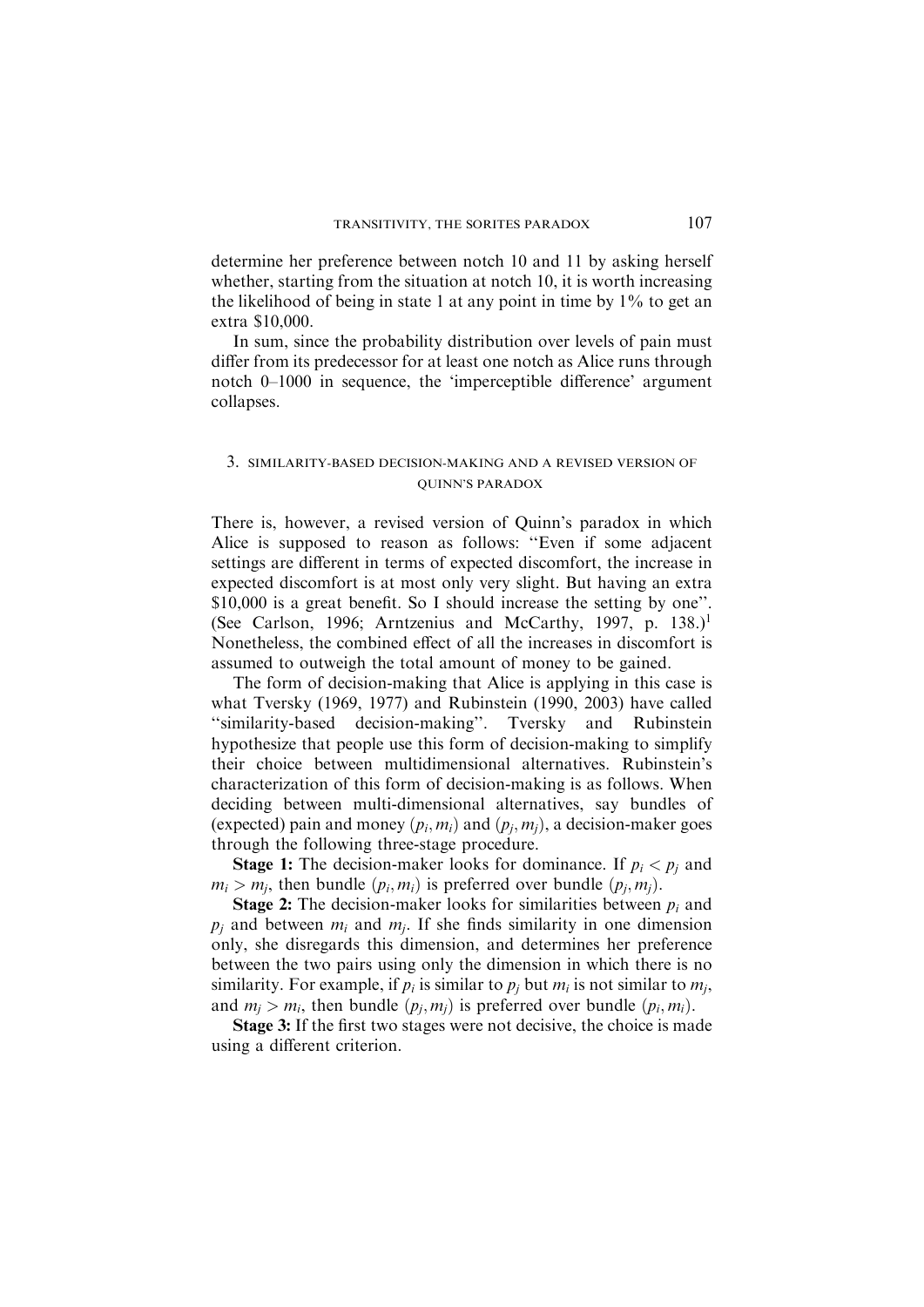determine her preference between notch 10 and 11 by asking herself whether, starting from the situation at notch 10, it is worth increasing the likelihood of being in state 1 at any point in time by 1% to get an extra $10,000.

In sum, since the probability distribution over levels of pain must differ from its predecessor for at least one notch as Alice runs through notch 0–1000 in sequence, the 'imperceptible difference' argument collapses.

## 3. SIMILARITY-BASED DECISION-MAKING AND A REVISED VERSION OF QUINN'S PARADOX

There is, however, a revised version of Quinn's paradox in which Alice is supposed to reason as follows: "Even if some adjacent settings are different in terms of expected discomfort, the increase in expected discomfort is at most only very slight. But having an extra $10,000 is a great benefit. So I should increase the setting by one". (See Carlson, 1996; Arntzenius and McCarthy, 1997, p. 138.)[1] Nonetheless, the combined effect of all the increases in discomfort is assumed to outweigh the total amount of money to be gained.

The form of decision-making that Alice is applying in this case is what Tversky (1969, 1977) and Rubinstein (1990, 2003) have called "similarity-based decision-making". Tversky and Rubinstein hypothesize that people use this form of decision-making to simplify their choice between multidimensional alternatives. Rubinstein's characterization of this form of decision-making is as follows. When deciding between multi-dimensional alternatives, say bundles of (expected) pain and money $(p_i, m_i)$ and $(p_j, m_j)$, a decision-maker goes through the following three-stage procedure.

**Stage 1:** The decision-maker looks for dominance. If $p_i < p_j$ and $m_i > m_j$, then bundle $(p_i, m_i)$ is preferred over bundle $(p_j, m_j)$.

**Stage 2:** The decision-maker looks for similarities between $p_i$ and $p_j$ and between $m_i$ and $m_j$. If she finds similarity in one dimension only, she disregards this dimension, and determines her preference between the two pairs using only the dimension in which there is no similarity. For example, if $p_i$ is similar to $p_j$ but $m_i$ is not similar to $m_j$, and $m_j > m_i$, then bundle $(p_j, m_j)$ is preferred over bundle $(p_i, m_i)$.

**Stage 3:** If the first two stages were not decisive, the choice is made using a different criterion.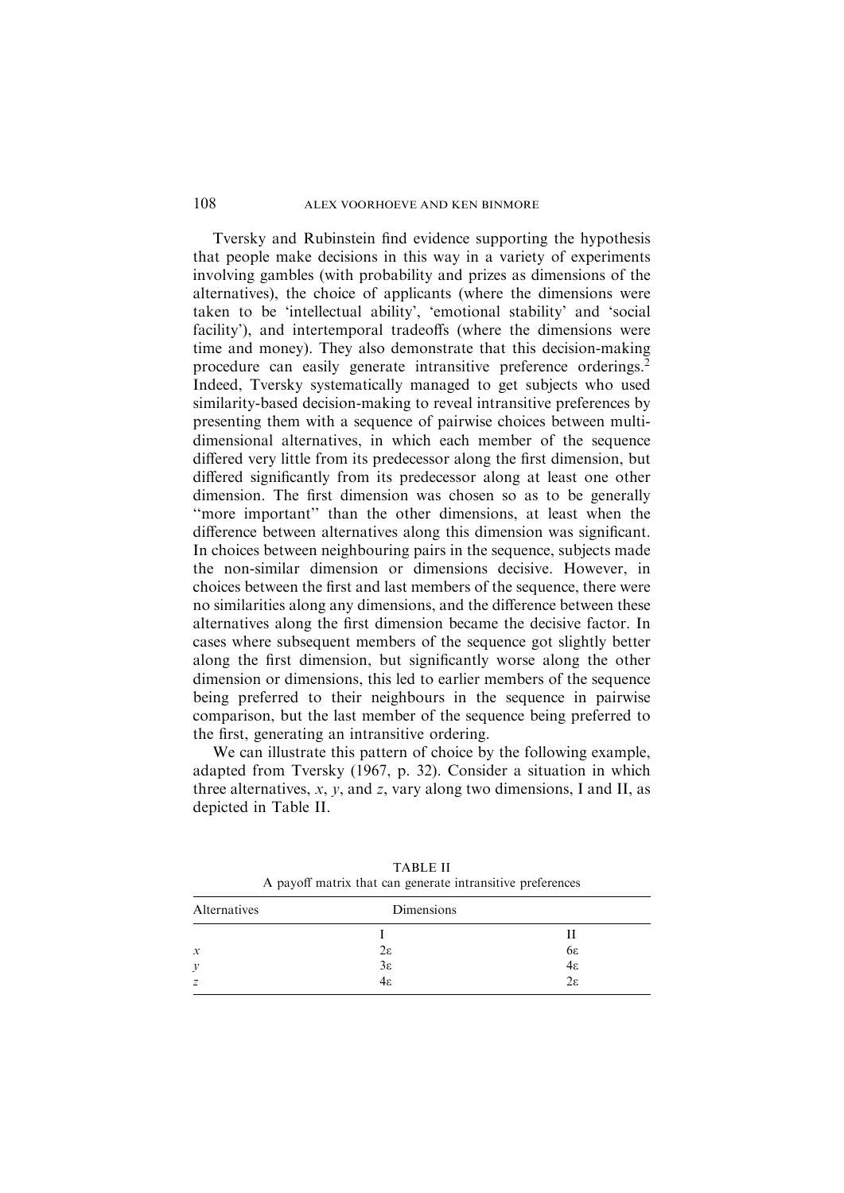Tversky and Rubinstein find evidence supporting the hypothesis that people make decisions in this way in a variety of experiments involving gambles (with probability and prizes as dimensions of the alternatives), the choice of applicants (where the dimensions were taken to be 'intellectual ability', 'emotional stability' and 'social facility'), and intertemporal tradeoffs (where the dimensions were time and money). They also demonstrate that this decision-making procedure can easily generate intransitive preference orderings.[2] Indeed, Tversky systematically managed to get subjects who used similarity-based decision-making to reveal intransitive preferences by presenting them with a sequence of pairwise choices between multi-dimensional alternatives, in which each member of the sequence differed very little from its predecessor along the first dimension, but differed significantly from its predecessor along at least one other dimension. The first dimension was chosen so as to be generally "more important" than the other dimensions, at least when the difference between alternatives along this dimension was significant. In choices between neighbouring pairs in the sequence, subjects made the non-similar dimension or dimensions decisive. However, in choices between the first and last members of the sequence, there were no similarities along any dimensions, and the difference between these alternatives along the first dimension became the decisive factor. In cases where subsequent members of the sequence got slightly better along the first dimension, but significantly worse along the other dimension or dimensions, this led to earlier members of the sequence being preferred to their neighbours in the sequence in pairwise comparison, but the last member of the sequence being preferred to the first, generating an intransitive ordering.

We can illustrate this pattern of choice by the following example, adapted from Tversky (1967, p. 32). Consider a situation in which three alternatives, $x$, $y$, and $z$, vary along two dimensions, I and II, as depicted in Table II.

TABLE II
A payoff matrix that can generate intransitive preferences

| Alternatives | Dimensions | |
|---|---|---|
| | I | II |
| $x$ | $2\varepsilon$ | $6\varepsilon$ |
| $y$ | $3\varepsilon$ | $4\varepsilon$ |
| $z$ | $4\varepsilon$ | $2\varepsilon$ |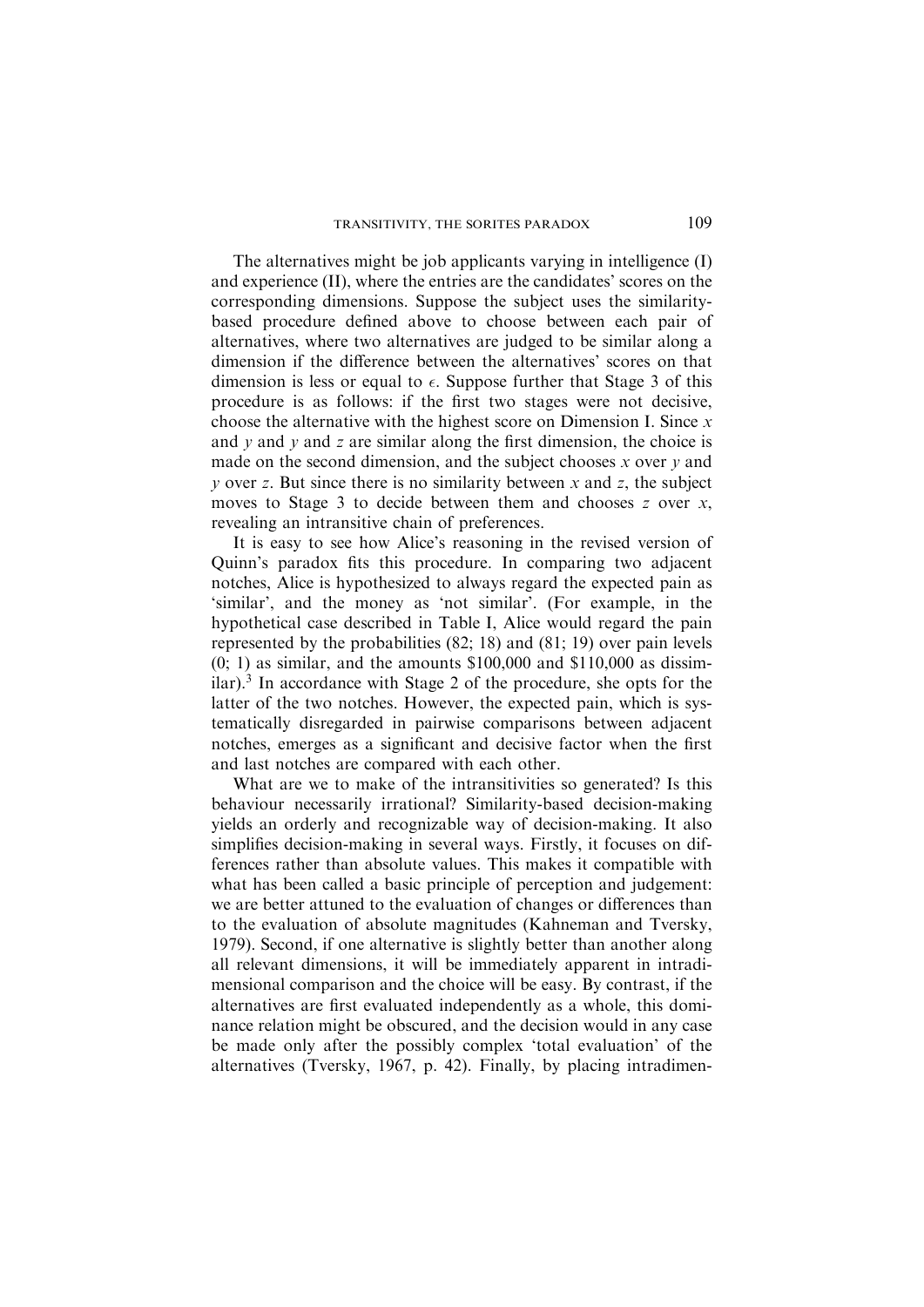The alternatives might be job applicants varying in intelligence (I) and experience (II), where the entries are the candidates' scores on the corresponding dimensions. Suppose the subject uses the similarity-based procedure defined above to choose between each pair of alternatives, where two alternatives are judged to be similar along a dimension if the difference between the alternatives' scores on that dimension is less or equal to $\epsilon$. Suppose further that Stage 3 of this procedure is as follows: if the first two stages were not decisive, choose the alternative with the highest score on Dimension I. Since $x$ and $y$ and $y$ and $z$ are similar along the first dimension, the choice is made on the second dimension, and the subject chooses $x$ over $y$ and $y$ over $z$. But since there is no similarity between $x$ and $z$, the subject moves to Stage 3 to decide between them and chooses $z$ over $x$, revealing an intransitive chain of preferences.

It is easy to see how Alice's reasoning in the revised version of Quinn's paradox fits this procedure. In comparing two adjacent notches, Alice is hypothesized to always regard the expected pain as 'similar', and the money as 'not similar'. (For example, in the hypothetical case described in Table I, Alice would regard the pain represented by the probabilities (82; 18) and (81; 19) over pain levels (0; 1) as similar, and the amounts \$100,000 and \$110,000 as dissimilar).[3] In accordance with Stage 2 of the procedure, she opts for the latter of the two notches. However, the expected pain, which is systematically disregarded in pairwise comparisons between adjacent notches, emerges as a significant and decisive factor when the first and last notches are compared with each other.

What are we to make of the intransitivities so generated? Is this behaviour necessarily irrational? Similarity-based decision-making yields an orderly and recognizable way of decision-making. It also simplifies decision-making in several ways. Firstly, it focuses on differences rather than absolute values. This makes it compatible with what has been called a basic principle of perception and judgement: we are better attuned to the evaluation of changes or differences than to the evaluation of absolute magnitudes (Kahneman and Tversky, 1979). Second, if one alternative is slightly better than another along all relevant dimensions, it will be immediately apparent in intradimensional comparison and the choice will be easy. By contrast, if the alternatives are first evaluated independently as a whole, this dominance relation might be obscured, and the decision would in any case be made only after the possibly complex 'total evaluation' of the alternatives (Tversky, 1967, p. 42). Finally, by placing intradimen-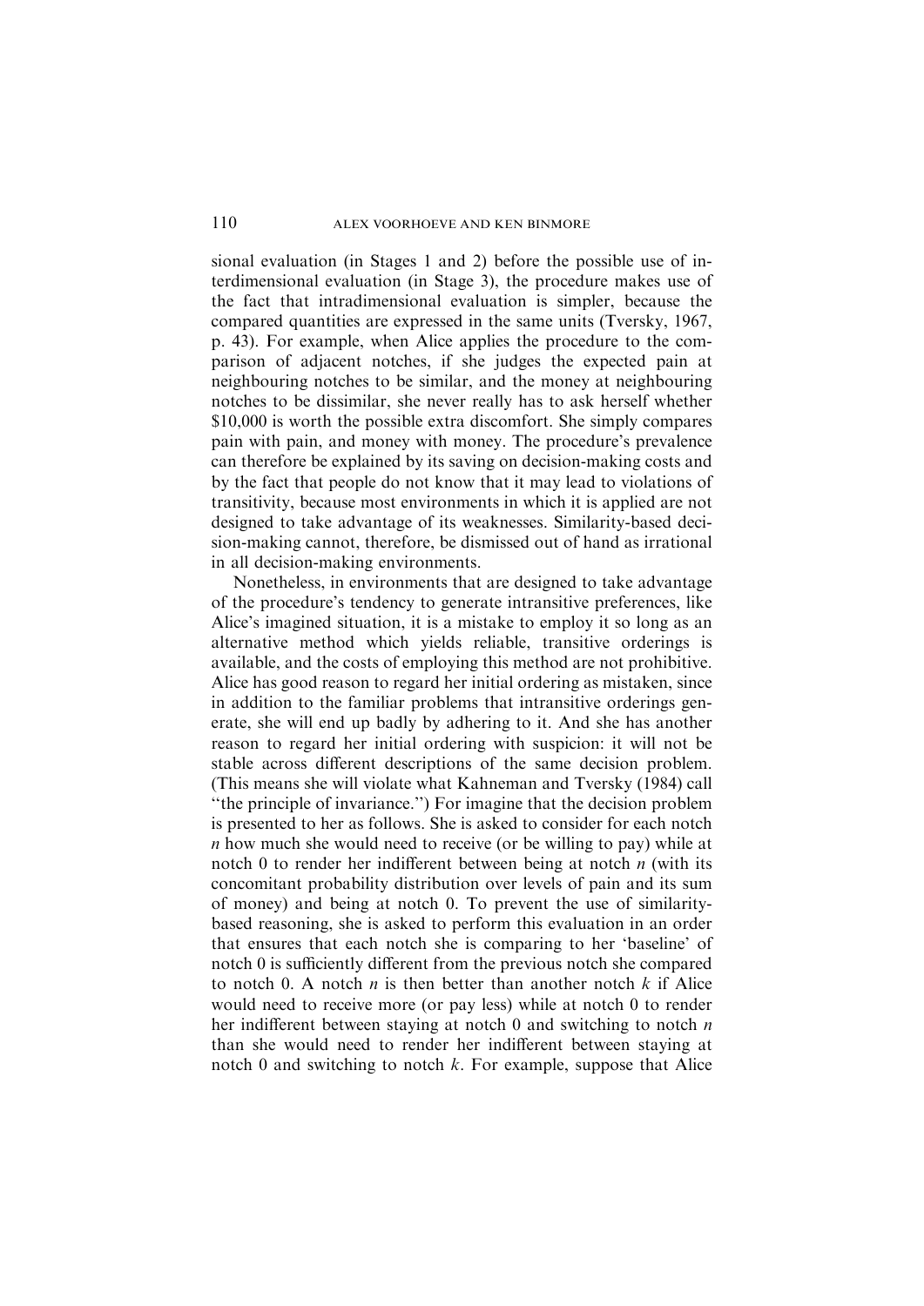sional evaluation (in Stages 1 and 2) before the possible use of interdimensional evaluation (in Stage 3), the procedure makes use of the fact that intradimensional evaluation is simpler, because the compared quantities are expressed in the same units (Tversky, 1967, p. 43). For example, when Alice applies the procedure to the comparison of adjacent notches, if she judges the expected pain at neighbouring notches to be similar, and the money at neighbouring notches to be dissimilar, she never really has to ask herself whether \$10,000 is worth the possible extra discomfort. She simply compares pain with pain, and money with money. The procedure's prevalence can therefore be explained by its saving on decision-making costs and by the fact that people do not know that it may lead to violations of transitivity, because most environments in which it is applied are not designed to take advantage of its weaknesses. Similarity-based decision-making cannot, therefore, be dismissed out of hand as irrational in all decision-making environments.

Nonetheless, in environments that are designed to take advantage of the procedure's tendency to generate intransitive preferences, like Alice's imagined situation, it is a mistake to employ it so long as an alternative method which yields reliable, transitive orderings is available, and the costs of employing this method are not prohibitive. Alice has good reason to regard her initial ordering as mistaken, since in addition to the familiar problems that intransitive orderings generate, she will end up badly by adhering to it. And she has another reason to regard her initial ordering with suspicion: it will not be stable across different descriptions of the same decision problem. (This means she will violate what Kahneman and Tversky (1984) call "the principle of invariance.") For imagine that the decision problem is presented to her as follows. She is asked to consider for each notch $n$ how much she would need to receive (or be willing to pay) while at notch 0 to render her indifferent between being at notch $n$ (with its concomitant probability distribution over levels of pain and its sum of money) and being at notch 0. To prevent the use of similarity-based reasoning, she is asked to perform this evaluation in an order that ensures that each notch she is comparing to her 'baseline' of notch 0 is sufficiently different from the previous notch she compared to notch 0. A notch $n$ is then better than another notch $k$ if Alice would need to receive more (or pay less) while at notch 0 to render her indifferent between staying at notch 0 and switching to notch $n$ than she would need to render her indifferent between staying at notch 0 and switching to notch $k$. For example, suppose that Alice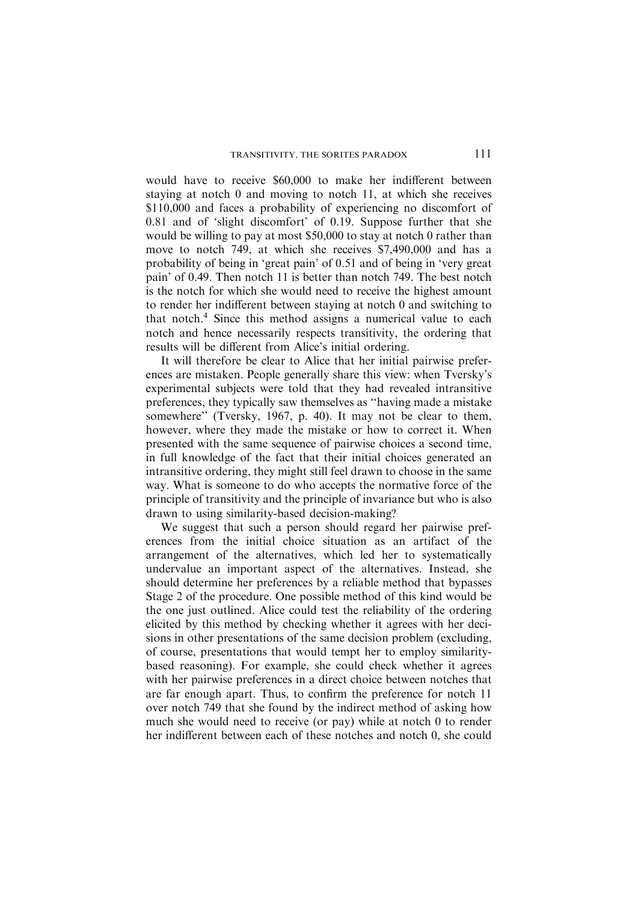would have to receive $60,000 to make her indifferent between staying at notch 0 and moving to notch 11, at which she receives $110,000 and faces a probability of experiencing no discomfort of 0.81 and of 'slight discomfort' of 0.19. Suppose further that she would be willing to pay at most $50,000 to stay at notch 0 rather than move to notch 749, at which she receives $7,490,000 and has a probability of being in 'great pain' of 0.51 and of being in 'very great pain' of 0.49. Then notch 11 is better than notch 749. The best notch is the notch for which she would need to receive the highest amount to render her indifferent between staying at notch 0 and switching to that notch.[4] Since this method assigns a numerical value to each notch and hence necessarily respects transitivity, the ordering that results will be different from Alice's initial ordering.

It will therefore be clear to Alice that her initial pairwise preferences are mistaken. People generally share this view: when Tversky's experimental subjects were told that they had revealed intransitive preferences, they typically saw themselves as "having made a mistake somewhere" (Tversky, 1967, p. 40). It may not be clear to them, however, where they made the mistake or how to correct it. When presented with the same sequence of pairwise choices a second time, in full knowledge of the fact that their initial choices generated an intransitive ordering, they might still feel drawn to choose in the same way. What is someone to do who accepts the normative force of the principle of transitivity and the principle of invariance but who is also drawn to using similarity-based decision-making?

We suggest that such a person should regard her pairwise preferences from the initial choice situation as an artifact of the arrangement of the alternatives, which led her to systematically undervalue an important aspect of the alternatives. Instead, she should determine her preferences by a reliable method that bypasses Stage 2 of the procedure. One possible method of this kind would be the one just outlined. Alice could test the reliability of the ordering elicited by this method by checking whether it agrees with her decisions in other presentations of the same decision problem (excluding, of course, presentations that would tempt her to employ similarity-based reasoning). For example, she could check whether it agrees with her pairwise preferences in a direct choice between notches that are far enough apart. Thus, to confirm the preference for notch 11 over notch 749 that she found by the indirect method of asking how much she would need to receive (or pay) while at notch 0 to render her indifferent between each of these notches and notch 0, she could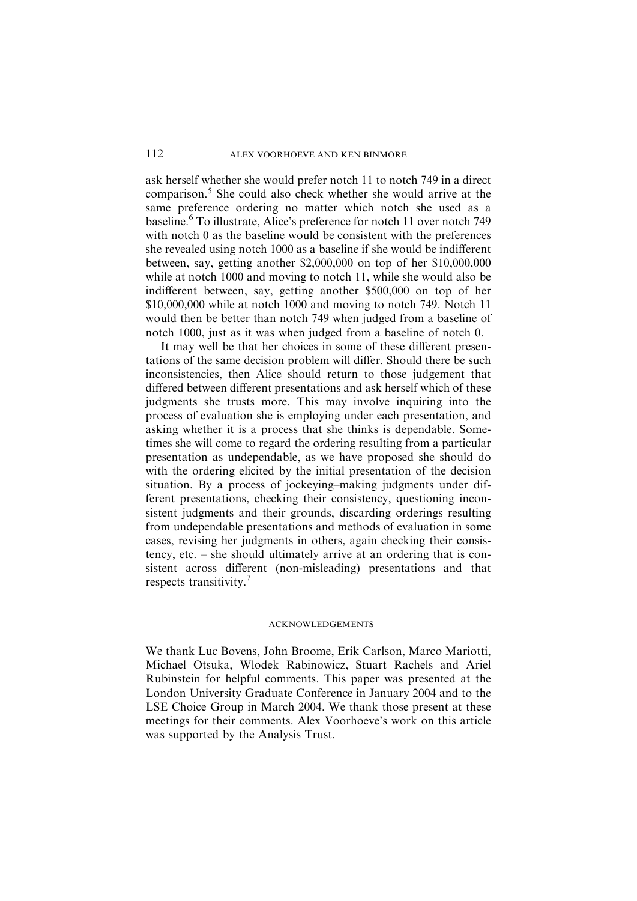ask herself whether she would prefer notch 11 to notch 749 in a direct comparison.[5] She could also check whether she would arrive at the same preference ordering no matter which notch she used as a baseline.[6] To illustrate, Alice's preference for notch 11 over notch 749 with notch 0 as the baseline would be consistent with the preferences she revealed using notch 1000 as a baseline if she would be indifferent between, say, getting another \$2,000,000 on top of her \$10,000,000 while at notch 1000 and moving to notch 11, while she would also be indifferent between, say, getting another \$500,000 on top of her \$10,000,000 while at notch 1000 and moving to notch 749. Notch 11 would then be better than notch 749 when judged from a baseline of notch 1000, just as it was when judged from a baseline of notch 0.

It may well be that her choices in some of these different presentations of the same decision problem will differ. Should there be such inconsistencies, then Alice should return to those judgement that differed between different presentations and ask herself which of these judgments she trusts more. This may involve inquiring into the process of evaluation she is employing under each presentation, and asking whether it is a process that she thinks is dependable. Sometimes she will come to regard the ordering resulting from a particular presentation as undependable, as we have proposed she should do with the ordering elicited by the initial presentation of the decision situation. By a process of jockeying–making judgments under different presentations, checking their consistency, questioning inconsistent judgments and their grounds, discarding orderings resulting from undependable presentations and methods of evaluation in some cases, revising her judgments in others, again checking their consistency, etc. – she should ultimately arrive at an ordering that is consistent across different (non-misleading) presentations and that respects transitivity.[7]

## ACKNOWLEDGEMENTS

We thank Luc Bovens, John Broome, Erik Carlson, Marco Mariotti, Michael Otsuka, Wlodek Rabinowicz, Stuart Rachels and Ariel Rubinstein for helpful comments. This paper was presented at the London University Graduate Conference in January 2004 and to the LSE Choice Group in March 2004. We thank those present at these meetings for their comments. Alex Voorhoeve's work on this article was supported by the Analysis Trust.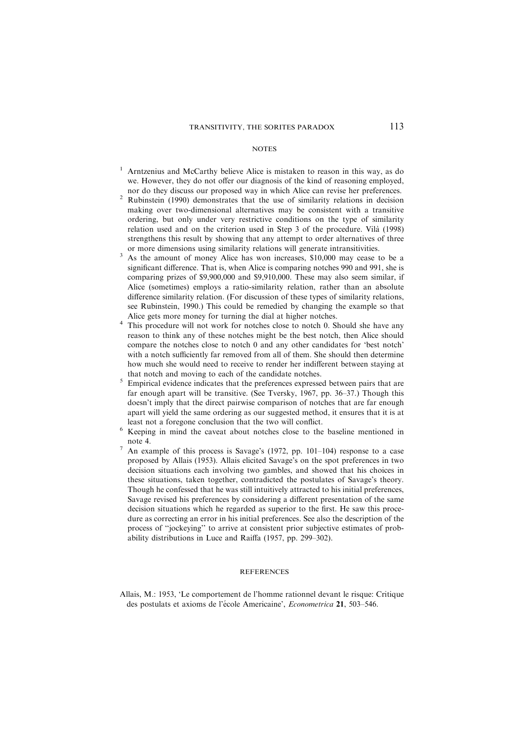## NOTES

[1] Arntzenius and McCarthy believe Alice is mistaken to reason in this way, as do we. However, they do not offer our diagnosis of the kind of reasoning employed, nor do they discuss our proposed way in which Alice can revise her preferences.

[2] Rubinstein (1990) demonstrates that the use of similarity relations in decision making over two-dimensional alternatives may be consistent with a transitive ordering, but only under very restrictive conditions on the type of similarity relation used and on the criterion used in Step 3 of the procedure. Vilà (1998) strengthens this result by showing that any attempt to order alternatives of three or more dimensions using similarity relations will generate intransitivities.

[3] As the amount of money Alice has won increases, $10,000 may cease to be a significant difference. That is, when Alice is comparing notches 990 and 991, she is comparing prizes of $9,900,000 and $9,910,000. These may also seem similar, if Alice (sometimes) employs a ratio-similarity relation, rather than an absolute difference similarity relation. (For discussion of these types of similarity relations, see Rubinstein, 1990.) This could be remedied by changing the example so that Alice gets more money for turning the dial at higher notches.

[4] This procedure will not work for notches close to notch 0. Should she have any reason to think any of these notches might be the best notch, then Alice should compare the notches close to notch 0 and any other candidates for 'best notch' with a notch sufficiently far removed from all of them. She should then determine how much she would need to receive to render her indifferent between staying at that notch and moving to each of the candidate notches.

[5] Empirical evidence indicates that the preferences expressed between pairs that are far enough apart will be transitive. (See Tversky, 1967, pp. 36–37.) Though this doesn't imply that the direct pairwise comparison of notches that are far enough apart will yield the same ordering as our suggested method, it ensures that it is at least not a foregone conclusion that the two will conflict.

[6] Keeping in mind the caveat about notches close to the baseline mentioned in note 4.

[7] An example of this process is Savage's (1972, pp. 101–104) response to a case proposed by Allais (1953). Allais elicited Savage's on the spot preferences in two decision situations each involving two gambles, and showed that his choices in these situations, taken together, contradicted the postulates of Savage's theory. Though he confessed that he was still intuitively attracted to his initial preferences, Savage revised his preferences by considering a different presentation of the same decision situations which he regarded as superior to the first. He saw this procedure as correcting an error in his initial preferences. See also the description of the process of "jockeying" to arrive at consistent prior subjective estimates of probability distributions in Luce and Raiffa (1957, pp. 299–302).

## REFERENCES

Allais, M.: 1953, 'Le comportement de l'homme rationnel devant le risque: Critique des postulats et axioms de l'école Americaine', *Econometrica* **21**, 503–546.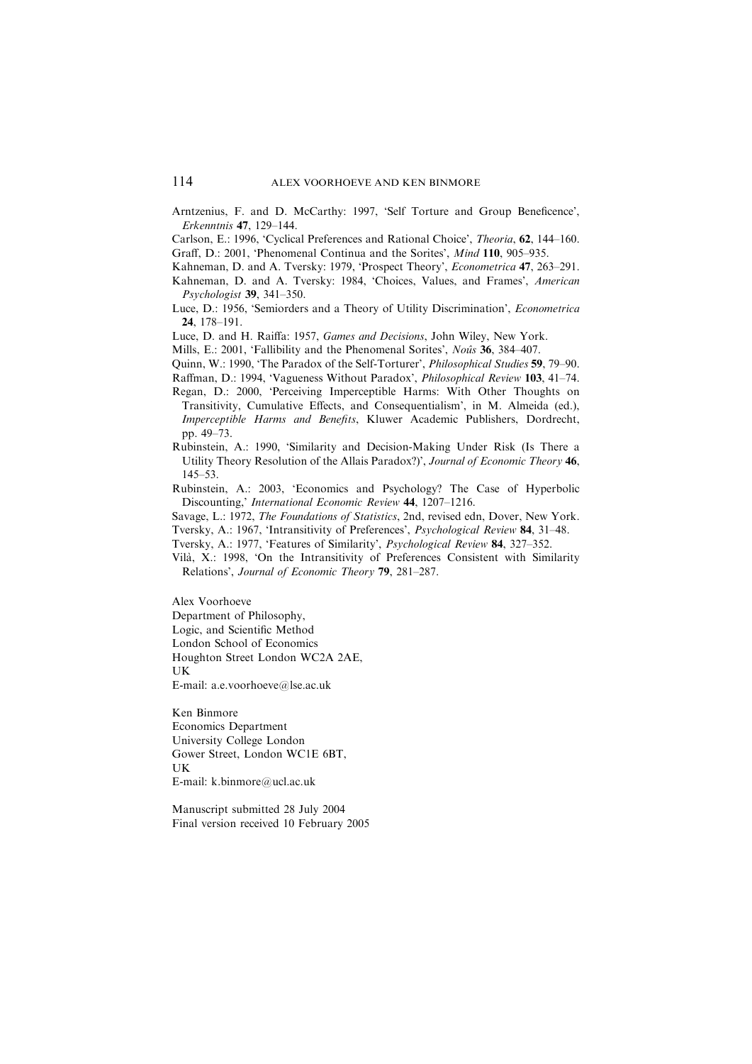Arntzenius, F. and D. McCarthy: 1997, 'Self Torture and Group Beneficence', *Erkenntnis* **47**, 129–144.

Carlson, E.: 1996, 'Cyclical Preferences and Rational Choice', *Theoria*, **62**, 144–160.

Graff, D.: 2001, 'Phenomenal Continua and the Sorites', *Mind* **110**, 905–935.

Kahneman, D. and A. Tversky: 1979, 'Prospect Theory', *Econometrica* **47**, 263–291.

Kahneman, D. and A. Tversky: 1984, 'Choices, Values, and Frames', *American Psychologist* **39**, 341–350.

Luce, D.: 1956, 'Semiorders and a Theory of Utility Discrimination', *Econometrica* **24**, 178–191.

Luce, D. and H. Raiffa: 1957, *Games and Decisions*, John Wiley, New York.

Mills, E.: 2001, 'Fallibility and the Phenomenal Sorites', *Noûs* **36**, 384–407.

Quinn, W.: 1990, 'The Paradox of the Self-Torturer', *Philosophical Studies* **59**, 79–90.

Raffman, D.: 1994, 'Vagueness Without Paradox', *Philosophical Review* **103**, 41–74.

Regan, D.: 2000, 'Perceiving Imperceptible Harms: With Other Thoughts on Transitivity, Cumulative Effects, and Consequentialism', in M. Almeida (ed.), *Imperceptible Harms and Benefits*, Kluwer Academic Publishers, Dordrecht, pp. 49–73.

Rubinstein, A.: 1990, 'Similarity and Decision-Making Under Risk (Is There a Utility Theory Resolution of the Allais Paradox?)', *Journal of Economic Theory* **46**, 145–53.

Rubinstein, A.: 2003, 'Economics and Psychology? The Case of Hyperbolic Discounting,' *International Economic Review* **44**, 1207–1216.

Savage, L.: 1972, *The Foundations of Statistics*, 2nd, revised edn, Dover, New York.

Tversky, A.: 1967, 'Intransitivity of Preferences', *Psychological Review* **84**, 31–48.

Tversky, A.: 1977, 'Features of Similarity', *Psychological Review* **84**, 327–352.

Vilà, X.: 1998, 'On the Intransitivity of Preferences Consistent with Similarity Relations', *Journal of Economic Theory* **79**, 281–287.

Alex Voorhoeve
Department of Philosophy,
Logic, and Scientific Method
London School of Economics
Houghton Street London WC2A 2AE,
UK
E-mail: a.e.voorhoeve@lse.ac.uk

Ken Binmore
Economics Department
University College London
Gower Street, London WC1E 6BT,
UK
E-mail: k.binmore@ucl.ac.uk

Manuscript submitted 28 July 2004
Final version received 10 February 2005